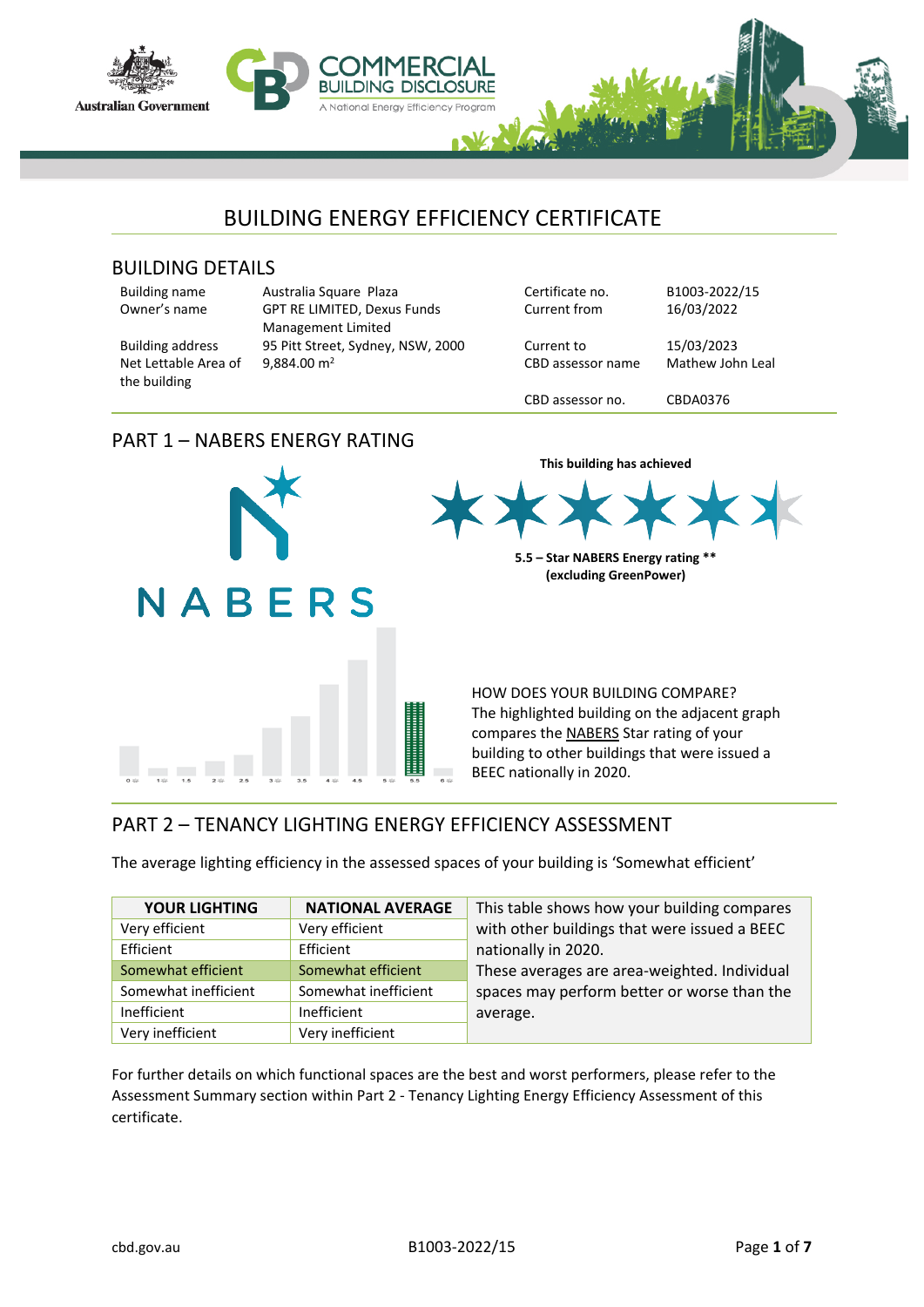# BUILDING ENERGY EFFICIENCY CERTIFICATE

## BUILDING DETAILS

| | | | |
|---|---|---|---|
| Building name | Australia Square Plaza | Certificate no. | B1003-2022/15 |
| Owner's name | GPT RE LIMITED, Dexus Funds Management Limited | Current from | 16/03/2022 |
| Building address | 95 Pitt Street, Sydney, NSW, 2000 | Current to | 15/03/2023 |
| Net Lettable Area of the building | 9,884.00 m[2] | CBD assessor name | Mathew John Leal |
| | | CBD assessor no. | CBDA0376 |

## PART 1 – NABERS ENERGY RATING

**This building has achieved**

**5.5 – Star NABERS Energy rating ****
**(excluding GreenPower)**

HOW DOES YOUR BUILDING COMPARE?
The highlighted building on the adjacent graph compares the NABERS Star rating of your building to other buildings that were issued a BEEC nationally in 2020.

## PART 2 – TENANCY LIGHTING ENERGY EFFICIENCY ASSESSMENT

The average lighting efficiency in the assessed spaces of your building is 'Somewhat efficient'

| YOUR LIGHTING | NATIONAL AVERAGE |
|---|---|
| Very efficient | Very efficient |
| Efficient | Efficient |
| **Somewhat efficient** | **Somewhat efficient** |
| Somewhat inefficient | Somewhat inefficient |
| Inefficient | Inefficient |
| Very inefficient | Very inefficient |

This table shows how your building compares with other buildings that were issued a BEEC nationally in 2020.
These averages are area-weighted. Individual spaces may perform better or worse than the average.

For further details on which functional spaces are the best and worst performers, please refer to the Assessment Summary section within Part 2 - Tenancy Lighting Energy Efficiency Assessment of this certificate.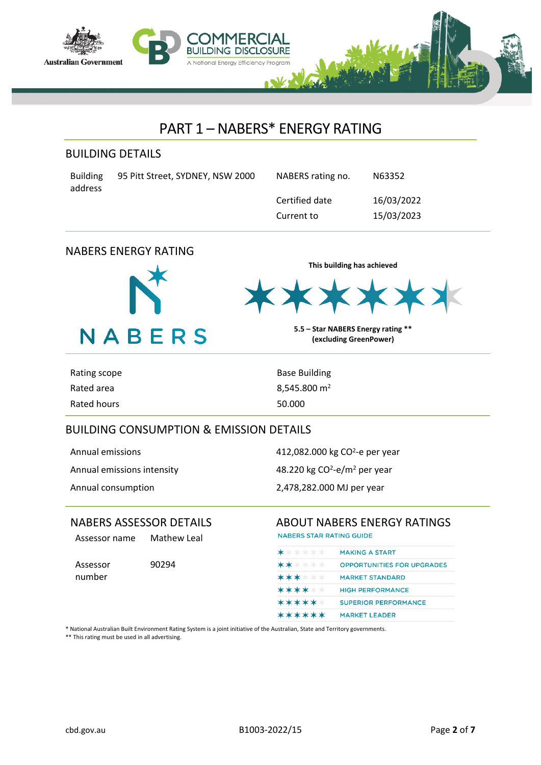# PART 1 – NABERS* ENERGY RATING

## BUILDING DETAILS

| | | | |
|---|---|---|---|
| Building address | 95 Pitt Street, SYDNEY, NSW 2000 | NABERS rating no. | N63352 |
| | | Certified date | 16/03/2022 |
| | | Current to | 15/03/2023 |

## NABERS ENERGY RATING

NABERS

**This building has achieved**

**5.5 – Star NABERS Energy rating ** (excluding GreenPower)**

| | |
|---|---|
| Rating scope | Base Building |
| Rated area | 8,545.800 $m^2$ |
| Rated hours | 50.000 |

## BUILDING CONSUMPTION & EMISSION DETAILS

| | |
|---|---|
| Annual emissions | 412,082.000 kg $CO^2$-e per year |
| Annual emissions intensity | 48.220 kg $CO^2$-e/$m^2$ per year |
| Annual consumption | 2,478,282.000 MJ per year |

## NABERS ASSESSOR DETAILS

| | |
|---|---|
| Assessor name | Mathew Leal |
| Assessor number | 90294 |

## ABOUT NABERS ENERGY RATINGS

NABERS STAR RATING GUIDE

| Stars | |
|---|---|
| 1 star | MAKING A START |
| 2 stars | OPPORTUNITIES FOR UPGRADES |
| 3 stars | MARKET STANDARD |
| 4 stars | HIGH PERFORMANCE |
| 5 stars | SUPERIOR PERFORMANCE |
| 6 stars | MARKET LEADER |

* National Australian Built Environment Rating System is a joint initiative of the Australian, State and Territory governments.
** This rating must be used in all advertising.

cbd.gov.au B1003-2022/15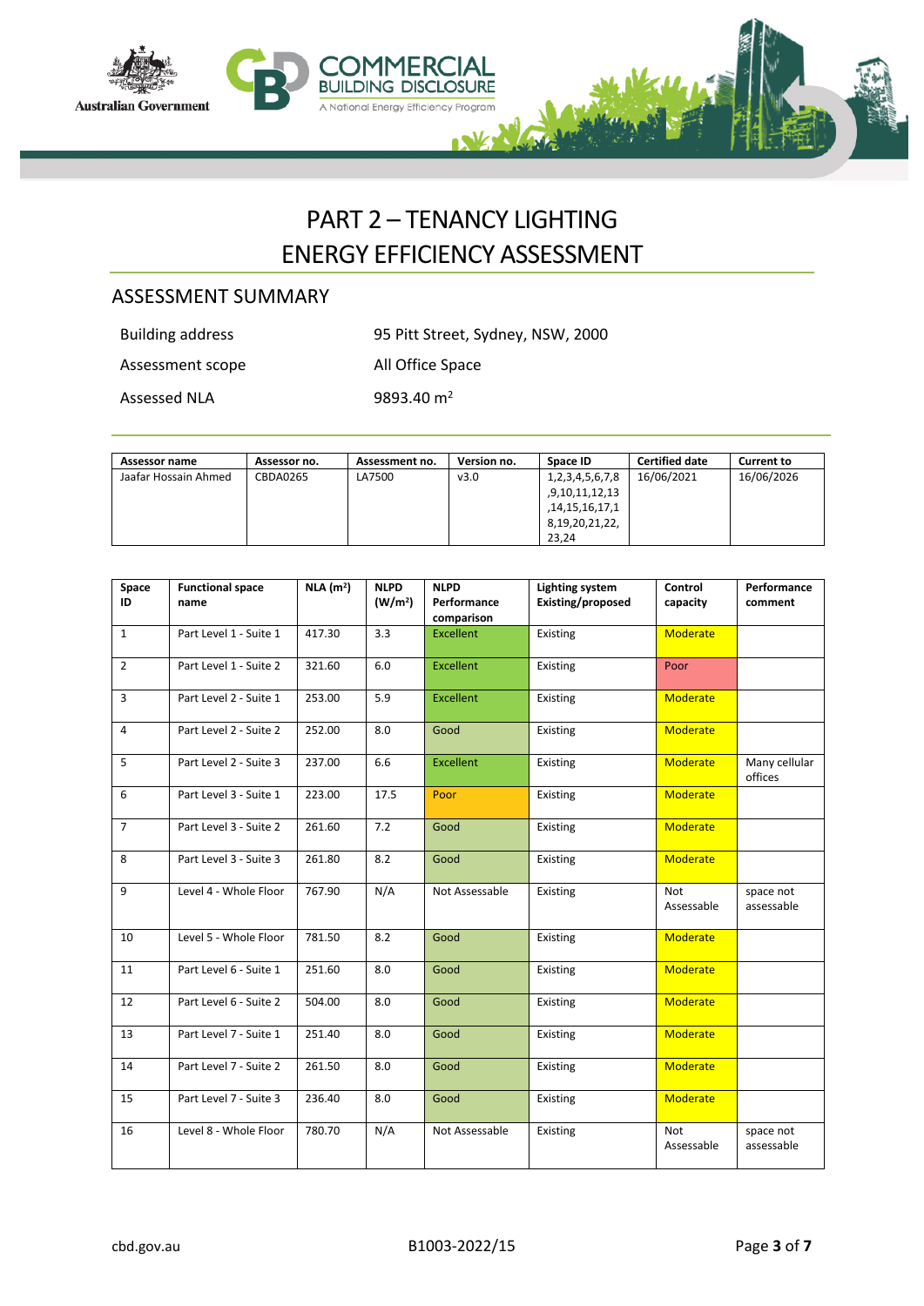# PART 2 – TENANCY LIGHTING ENERGY EFFICIENCY ASSESSMENT

## ASSESSMENT SUMMARY

| | |
|---|---|
| Building address | 95 Pitt Street, Sydney, NSW, 2000 |
| Assessment scope | All Office Space |
| Assessed NLA | 9893.40 m$^2$ |

| Assessor name | Assessor no. | Assessment no. | Version no. | Space ID | Certified date | Current to |
|---|---|---|---|---|---|---|
| Jaafar Hossain Ahmed | CBDA0265 | LA7500 | v3.0 | 1,2,3,4,5,6,7,8,9,10,11,12,13,14,15,16,17,18,19,20,21,22,23,24 | 16/06/2021 | 16/06/2026 |

| Space ID | Functional space name | NLA (m$^2$) | NLPD (W/m$^2$) | NLPD Performance comparison | Lighting system Existing/proposed | Control capacity | Performance comment |
|---|---|---|---|---|---|---|---|
| 1 | Part Level 1 - Suite 1 | 417.30 | 3.3 | Excellent | Existing | Moderate | |
| 2 | Part Level 1 - Suite 2 | 321.60 | 6.0 | Excellent | Existing | Poor | |
| 3 | Part Level 2 - Suite 1 | 253.00 | 5.9 | Excellent | Existing | Moderate | |
| 4 | Part Level 2 - Suite 2 | 252.00 | 8.0 | Good | Existing | Moderate | |
| 5 | Part Level 2 - Suite 3 | 237.00 | 6.6 | Excellent | Existing | Moderate | Many cellular offices |
| 6 | Part Level 3 - Suite 1 | 223.00 | 17.5 | Poor | Existing | Moderate | |
| 7 | Part Level 3 - Suite 2 | 261.60 | 7.2 | Good | Existing | Moderate | |
| 8 | Part Level 3 - Suite 3 | 261.80 | 8.2 | Good | Existing | Moderate | |
| 9 | Level 4 - Whole Floor | 767.90 | N/A | Not Assessable | Existing | Not Assessable | space not assessable |
| 10 | Level 5 - Whole Floor | 781.50 | 8.2 | Good | Existing | Moderate | |
| 11 | Part Level 6 - Suite 1 | 251.60 | 8.0 | Good | Existing | Moderate | |
| 12 | Part Level 6 - Suite 2 | 504.00 | 8.0 | Good | Existing | Moderate | |
| 13 | Part Level 7 - Suite 1 | 251.40 | 8.0 | Good | Existing | Moderate | |
| 14 | Part Level 7 - Suite 2 | 261.50 | 8.0 | Good | Existing | Moderate | |
| 15 | Part Level 7 - Suite 3 | 236.40 | 8.0 | Good | Existing | Moderate | |
| 16 | Level 8 - Whole Floor | 780.70 | N/A | Not Assessable | Existing | Not Assessable | space not assessable |

B1003-2022/15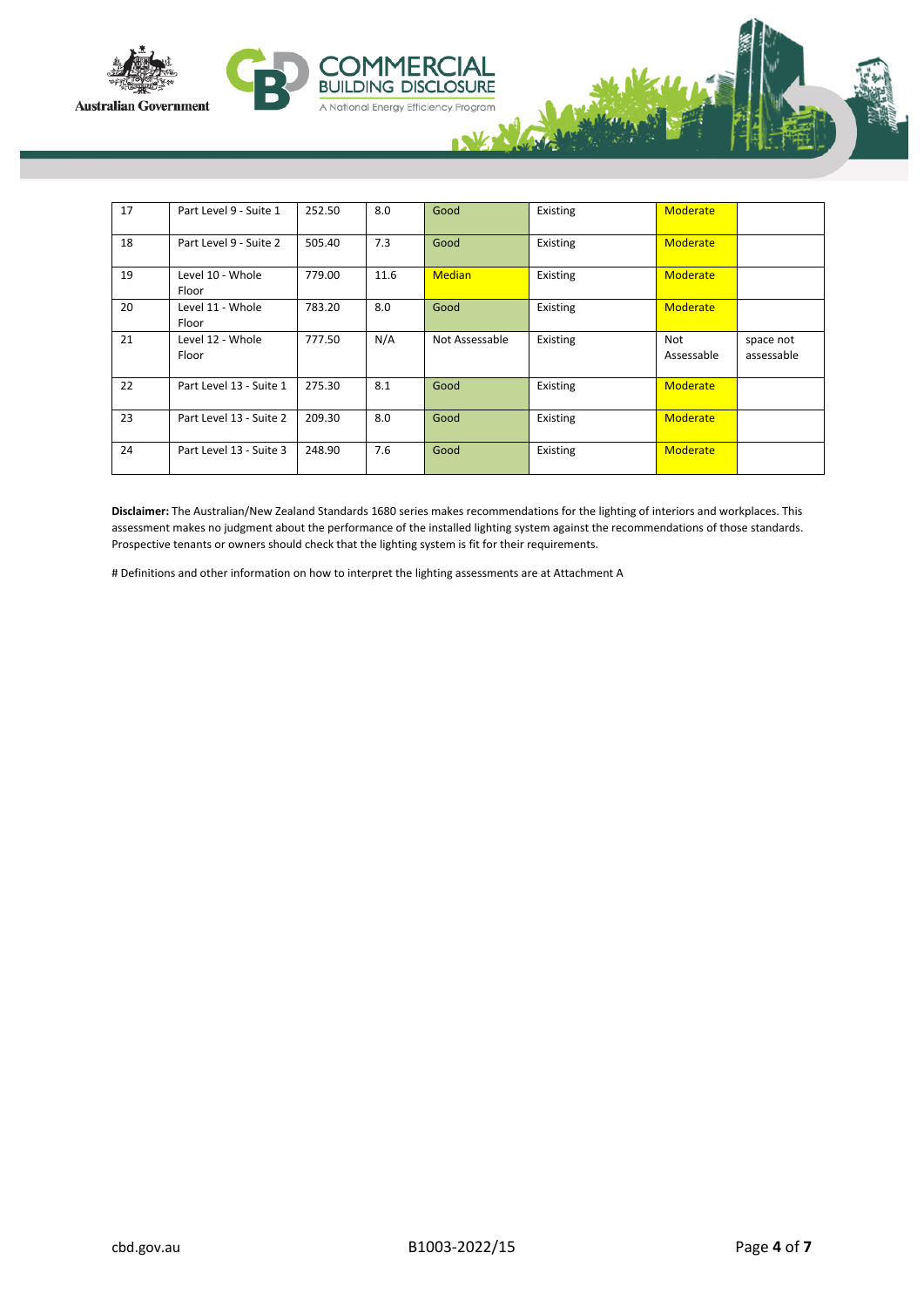| 17 | Part Level 9 - Suite 1 | 252.50 | 8.0 | Good | Existing | Moderate | |
|---|---|---|---|---|---|---|---|
| 18 | Part Level 9 - Suite 2 | 505.40 | 7.3 | Good | Existing | Moderate | |
| 19 | Level 10 - Whole Floor | 779.00 | 11.6 | Median | Existing | Moderate | |
| 20 | Level 11 - Whole Floor | 783.20 | 8.0 | Good | Existing | Moderate | |
| 21 | Level 12 - Whole Floor | 777.50 | N/A | Not Assessable | Existing | Not Assessable | space not assessable |
| 22 | Part Level 13 - Suite 1 | 275.30 | 8.1 | Good | Existing | Moderate | |
| 23 | Part Level 13 - Suite 2 | 209.30 | 8.0 | Good | Existing | Moderate | |
| 24 | Part Level 13 - Suite 3 | 248.90 | 7.6 | Good | Existing | Moderate | |

**Disclaimer:** The Australian/New Zealand Standards 1680 series makes recommendations for the lighting of interiors and workplaces. This assessment makes no judgment about the performance of the installed lighting system against the recommendations of those standards. Prospective tenants or owners should check that the lighting system is fit for their requirements.

# Definitions and other information on how to interpret the lighting assessments are at Attachment A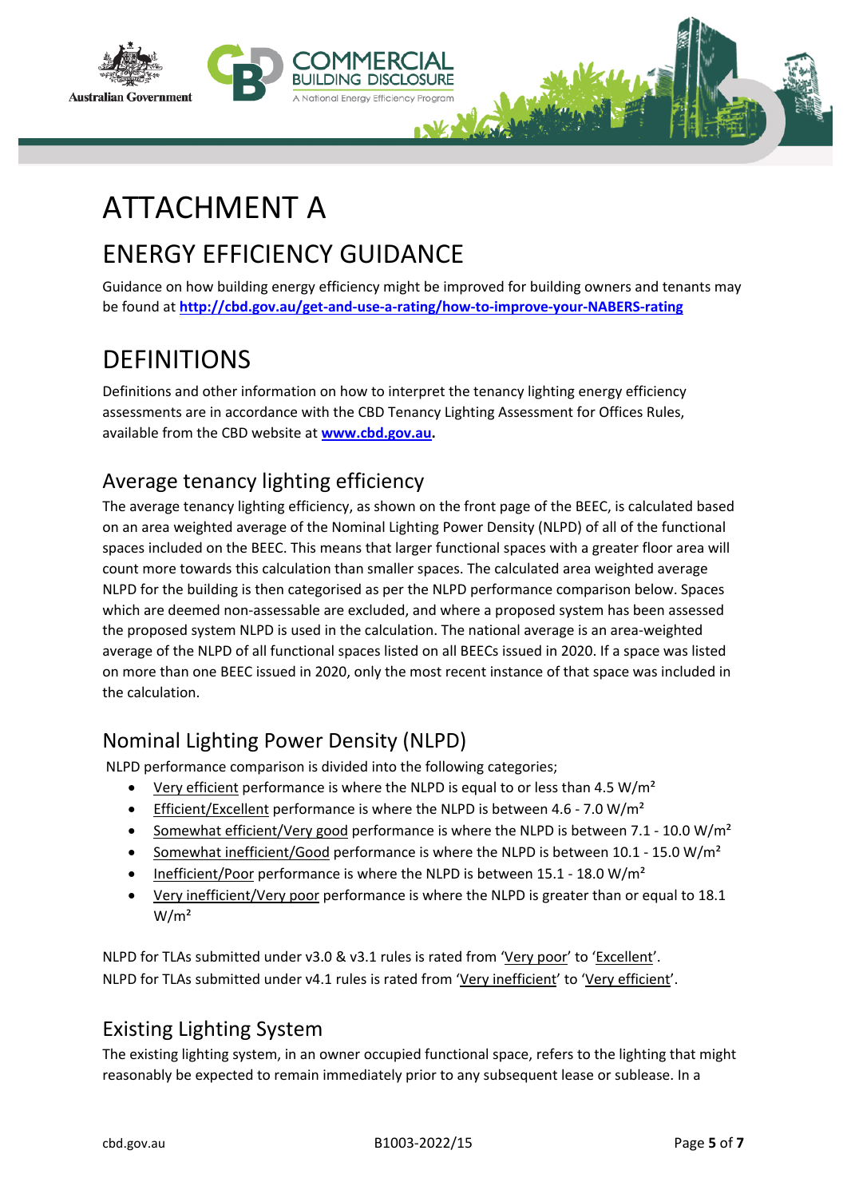# ATTACHMENT A

## ENERGY EFFICIENCY GUIDANCE

Guidance on how building energy efficiency might be improved for building owners and tenants may be found at **http://cbd.gov.au/get-and-use-a-rating/how-to-improve-your-NABERS-rating**

## DEFINITIONS

Definitions and other information on how to interpret the tenancy lighting energy efficiency assessments are in accordance with the CBD Tenancy Lighting Assessment for Offices Rules, available from the CBD website at **www.cbd.gov.au.**

### Average tenancy lighting efficiency

The average tenancy lighting efficiency, as shown on the front page of the BEEC, is calculated based on an area weighted average of the Nominal Lighting Power Density (NLPD) of all of the functional spaces included on the BEEC. This means that larger functional spaces with a greater floor area will count more towards this calculation than smaller spaces. The calculated area weighted average NLPD for the building is then categorised as per the NLPD performance comparison below. Spaces which are deemed non-assessable are excluded, and where a proposed system has been assessed the proposed system NLPD is used in the calculation. The national average is an area-weighted average of the NLPD of all functional spaces listed on all BEECs issued in 2020. If a space was listed on more than one BEEC issued in 2020, only the most recent instance of that space was included in the calculation.

### Nominal Lighting Power Density (NLPD)

NLPD performance comparison is divided into the following categories;

- Very efficient performance is where the NLPD is equal to or less than 4.5 W/m²
- Efficient/Excellent performance is where the NLPD is between 4.6 - 7.0 W/m²
- Somewhat efficient/Very good performance is where the NLPD is between 7.1 - 10.0 W/m²
- Somewhat inefficient/Good performance is where the NLPD is between 10.1 - 15.0 W/m²
- Inefficient/Poor performance is where the NLPD is between 15.1 - 18.0 W/m²
- Very inefficient/Very poor performance is where the NLPD is greater than or equal to 18.1 W/m²

NLPD for TLAs submitted under v3.0 & v3.1 rules is rated from 'Very poor' to 'Excellent'.
NLPD for TLAs submitted under v4.1 rules is rated from 'Very inefficient' to 'Very efficient'.

### Existing Lighting System

The existing lighting system, in an owner occupied functional space, refers to the lighting that might reasonably be expected to remain immediately prior to any subsequent lease or sublease. In a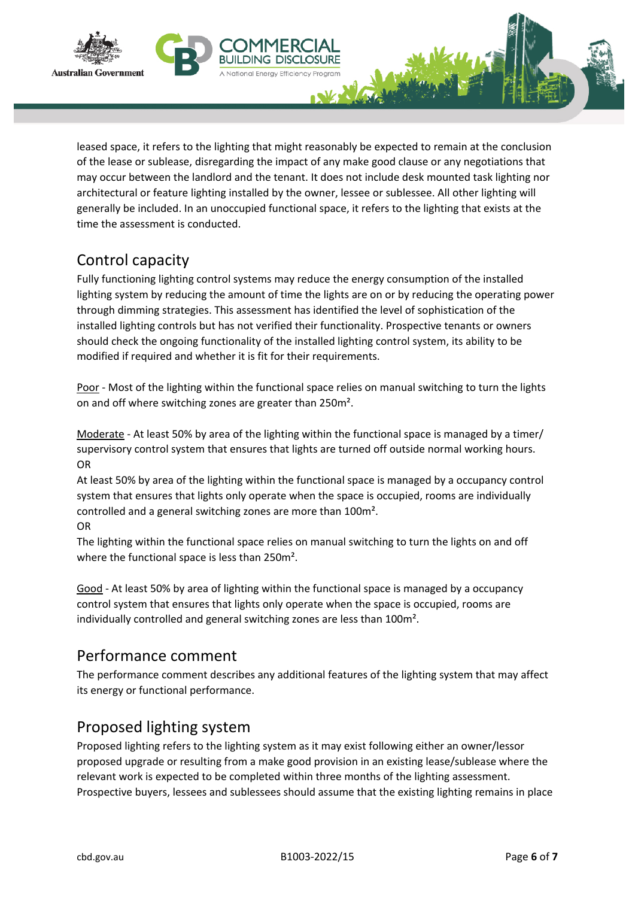leased space, it refers to the lighting that might reasonably be expected to remain at the conclusion of the lease or sublease, disregarding the impact of any make good clause or any negotiations that may occur between the landlord and the tenant. It does not include desk mounted task lighting nor architectural or feature lighting installed by the owner, lessee or sublessee. All other lighting will generally be included. In an unoccupied functional space, it refers to the lighting that exists at the time the assessment is conducted.

## Control capacity

Fully functioning lighting control systems may reduce the energy consumption of the installed lighting system by reducing the amount of time the lights are on or by reducing the operating power through dimming strategies. This assessment has identified the level of sophistication of the installed lighting controls but has not verified their functionality. Prospective tenants or owners should check the ongoing functionality of the installed lighting control system, its ability to be modified if required and whether it is fit for their requirements.

<u>Poor</u> - Most of the lighting within the functional space relies on manual switching to turn the lights on and off where switching zones are greater than 250m².

<u>Moderate</u> - At least 50% by area of the lighting within the functional space is managed by a timer/ supervisory control system that ensures that lights are turned off outside normal working hours.
OR
At least 50% by area of the lighting within the functional space is managed by a occupancy control system that ensures that lights only operate when the space is occupied, rooms are individually controlled and a general switching zones are more than 100m².
OR
The lighting within the functional space relies on manual switching to turn the lights on and off where the functional space is less than 250m².

<u>Good</u> - At least 50% by area of lighting within the functional space is managed by a occupancy control system that ensures that lights only operate when the space is occupied, rooms are individually controlled and general switching zones are less than 100m².

## Performance comment

The performance comment describes any additional features of the lighting system that may affect its energy or functional performance.

## Proposed lighting system

Proposed lighting refers to the lighting system as it may exist following either an owner/lessor proposed upgrade or resulting from a make good provision in an existing lease/sublease where the relevant work is expected to be completed within three months of the lighting assessment. Prospective buyers, lessees and sublessees should assume that the existing lighting remains in place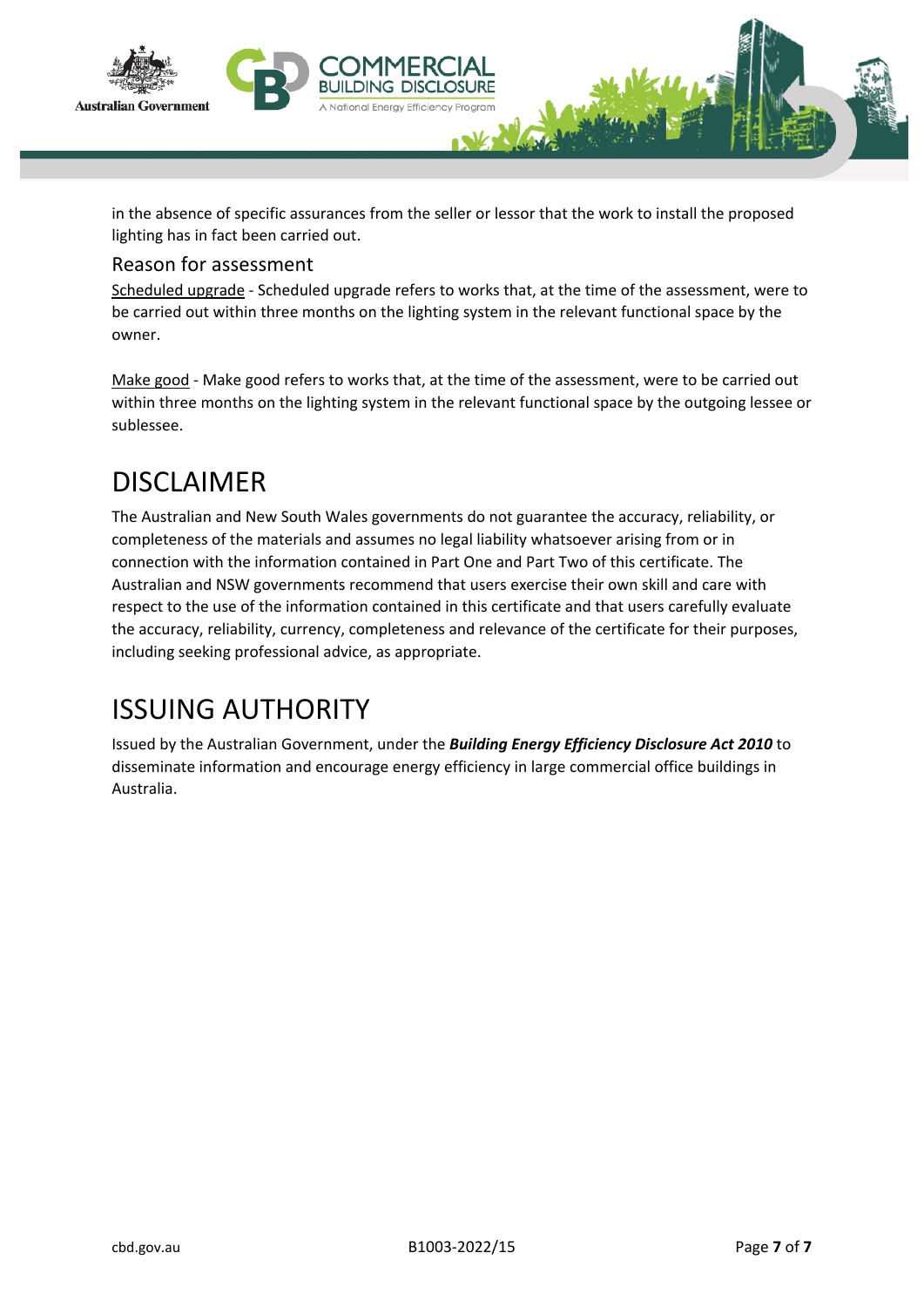in the absence of specific assurances from the seller or lessor that the work to install the proposed lighting has in fact been carried out.

### Reason for assessment

Scheduled upgrade - Scheduled upgrade refers to works that, at the time of the assessment, were to be carried out within three months on the lighting system in the relevant functional space by the owner.

Make good - Make good refers to works that, at the time of the assessment, were to be carried out within three months on the lighting system in the relevant functional space by the outgoing lessee or sublessee.

## DISCLAIMER

The Australian and New South Wales governments do not guarantee the accuracy, reliability, or completeness of the materials and assumes no legal liability whatsoever arising from or in connection with the information contained in Part One and Part Two of this certificate. The Australian and NSW governments recommend that users exercise their own skill and care with respect to the use of the information contained in this certificate and that users carefully evaluate the accuracy, reliability, currency, completeness and relevance of the certificate for their purposes, including seeking professional advice, as appropriate.

## ISSUING AUTHORITY

Issued by the Australian Government, under the ***Building Energy Efficiency Disclosure Act 2010*** to disseminate information and encourage energy efficiency in large commercial office buildings in Australia.

cbd.gov.au B1003-2022/15